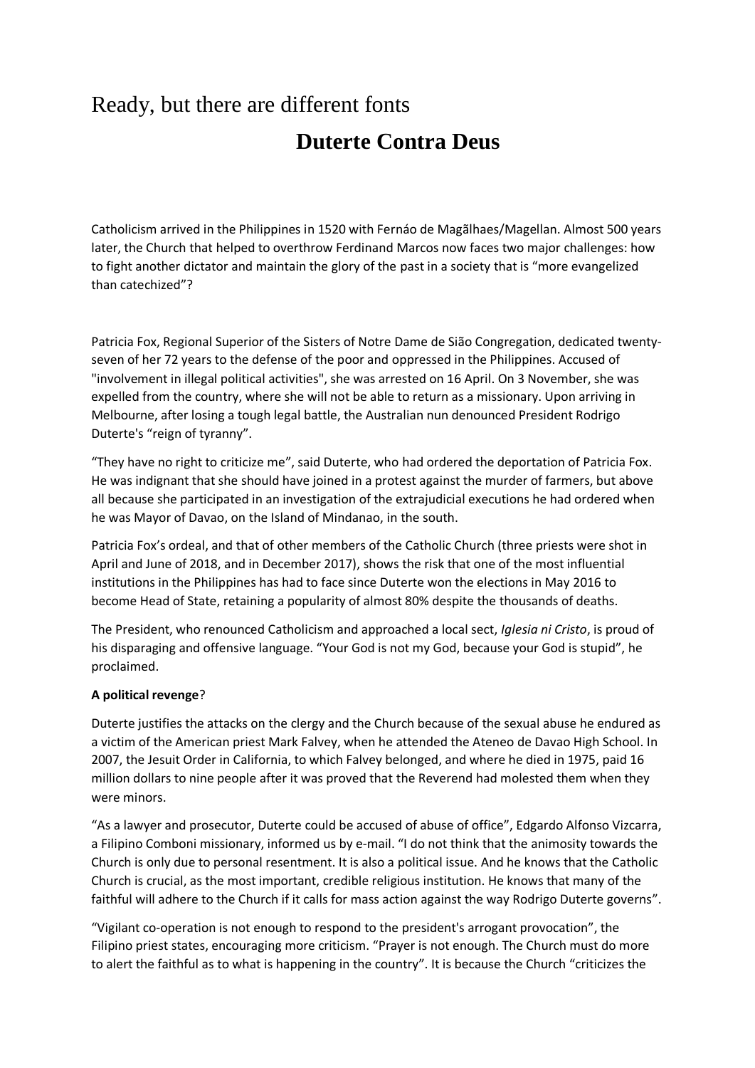Ready, but there are different fonts

# Duterte Contra Deus

Catholicism arrived in the Philippines in 1520 with Fernáo de Magãlhaes/Magellan. Almost 500 years later, the Church that helped to overthrow Ferdinand Marcos now faces two major challenges: how to fight another dictator and maintain the glory of the past in a society that is "more evangelized than catechized"?

Patricia Fox, Regional Superior of the Sisters of Notre Dame de Sião Congregation, dedicated twenty-seven of her 72 years to the defense of the poor and oppressed in the Philippines. Accused of "involvement in illegal political activities", she was arrested on 16 April. On 3 November, she was expelled from the country, where she will not be able to return as a missionary. Upon arriving in Melbourne, after losing a tough legal battle, the Australian nun denounced President Rodrigo Duterte's "reign of tyranny".

"They have no right to criticize me", said Duterte, who had ordered the deportation of Patricia Fox. He was indignant that she should have joined in a protest against the murder of farmers, but above all because she participated in an investigation of the extrajudicial executions he had ordered when he was Mayor of Davao, on the Island of Mindanao, in the south.

Patricia Fox's ordeal, and that of other members of the Catholic Church (three priests were shot in April and June of 2018, and in December 2017), shows the risk that one of the most influential institutions in the Philippines has had to face since Duterte won the elections in May 2016 to become Head of State, retaining a popularity of almost 80% despite the thousands of deaths.

The President, who renounced Catholicism and approached a local sect, *Iglesia ni Cristo*, is proud of his disparaging and offensive language. "Your God is not my God, because your God is stupid", he proclaimed.

**A political revenge**?

Duterte justifies the attacks on the clergy and the Church because of the sexual abuse he endured as a victim of the American priest Mark Falvey, when he attended the Ateneo de Davao High School. In 2007, the Jesuit Order in California, to which Falvey belonged, and where he died in 1975, paid 16 million dollars to nine people after it was proved that the Reverend had molested them when they were minors.

"As a lawyer and prosecutor, Duterte could be accused of abuse of office", Edgardo Alfonso Vizcarra, a Filipino Comboni missionary, informed us by e-mail. "I do not think that the animosity towards the Church is only due to personal resentment. It is also a political issue. And he knows that the Catholic Church is crucial, as the most important, credible religious institution. He knows that many of the faithful will adhere to the Church if it calls for mass action against the way Rodrigo Duterte governs".

"Vigilant co-operation is not enough to respond to the president's arrogant provocation", the Filipino priest states, encouraging more criticism. "Prayer is not enough. The Church must do more to alert the faithful as to what is happening in the country". It is because the Church "criticizes the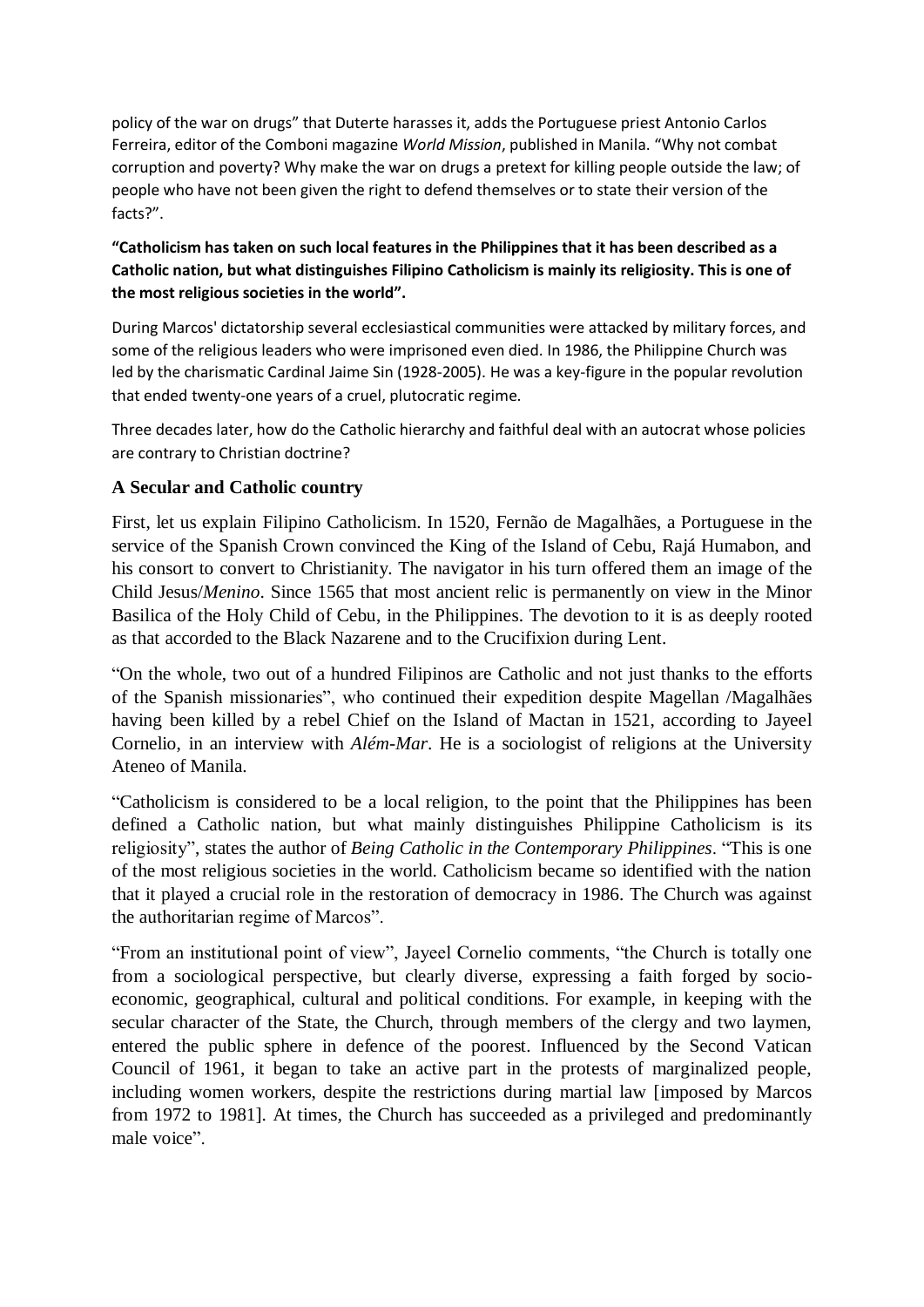policy of the war on drugs" that Duterte harasses it, adds the Portuguese priest Antonio Carlos Ferreira, editor of the Comboni magazine *World Mission*, published in Manila. "Why not combat corruption and poverty? Why make the war on drugs a pretext for killing people outside the law; of people who have not been given the right to defend themselves or to state their version of the facts?".

**"Catholicism has taken on such local features in the Philippines that it has been described as a Catholic nation, but what distinguishes Filipino Catholicism is mainly its religiosity. This is one of the most religious societies in the world".**

During Marcos' dictatorship several ecclesiastical communities were attacked by military forces, and some of the religious leaders who were imprisoned even died. In 1986, the Philippine Church was led by the charismatic Cardinal Jaime Sin (1928-2005). He was a key-figure in the popular revolution that ended twenty-one years of a cruel, plutocratic regime.

Three decades later, how do the Catholic hierarchy and faithful deal with an autocrat whose policies are contrary to Christian doctrine?

### A Secular and Catholic country

First, let us explain Filipino Catholicism. In 1520, Fernão de Magalhães, a Portuguese in the service of the Spanish Crown convinced the King of the Island of Cebu, Rajá Humabon, and his consort to convert to Christianity. The navigator in his turn offered them an image of the Child Jesus/*Menino*. Since 1565 that most ancient relic is permanently on view in the Minor Basilica of the Holy Child of Cebu, in the Philippines. The devotion to it is as deeply rooted as that accorded to the Black Nazarene and to the Crucifixion during Lent.

"On the whole, two out of a hundred Filipinos are Catholic and not just thanks to the efforts of the Spanish missionaries", who continued their expedition despite Magellan /Magalhães having been killed by a rebel Chief on the Island of Mactan in 1521, according to Jayeel Cornelio, in an interview with *Além-Mar*. He is a sociologist of religions at the University Ateneo of Manila.

"Catholicism is considered to be a local religion, to the point that the Philippines has been defined a Catholic nation, but what mainly distinguishes Philippine Catholicism is its religiosity", states the author of *Being Catholic in the Contemporary Philippines*. "This is one of the most religious societies in the world. Catholicism became so identified with the nation that it played a crucial role in the restoration of democracy in 1986. The Church was against the authoritarian regime of Marcos".

"From an institutional point of view", Jayeel Cornelio comments, "the Church is totally one from a sociological perspective, but clearly diverse, expressing a faith forged by socio-economic, geographical, cultural and political conditions. For example, in keeping with the secular character of the State, the Church, through members of the clergy and two laymen, entered the public sphere in defence of the poorest. Influenced by the Second Vatican Council of 1961, it began to take an active part in the protests of marginalized people, including women workers, despite the restrictions during martial law [imposed by Marcos from 1972 to 1981]. At times, the Church has succeeded as a privileged and predominantly male voice".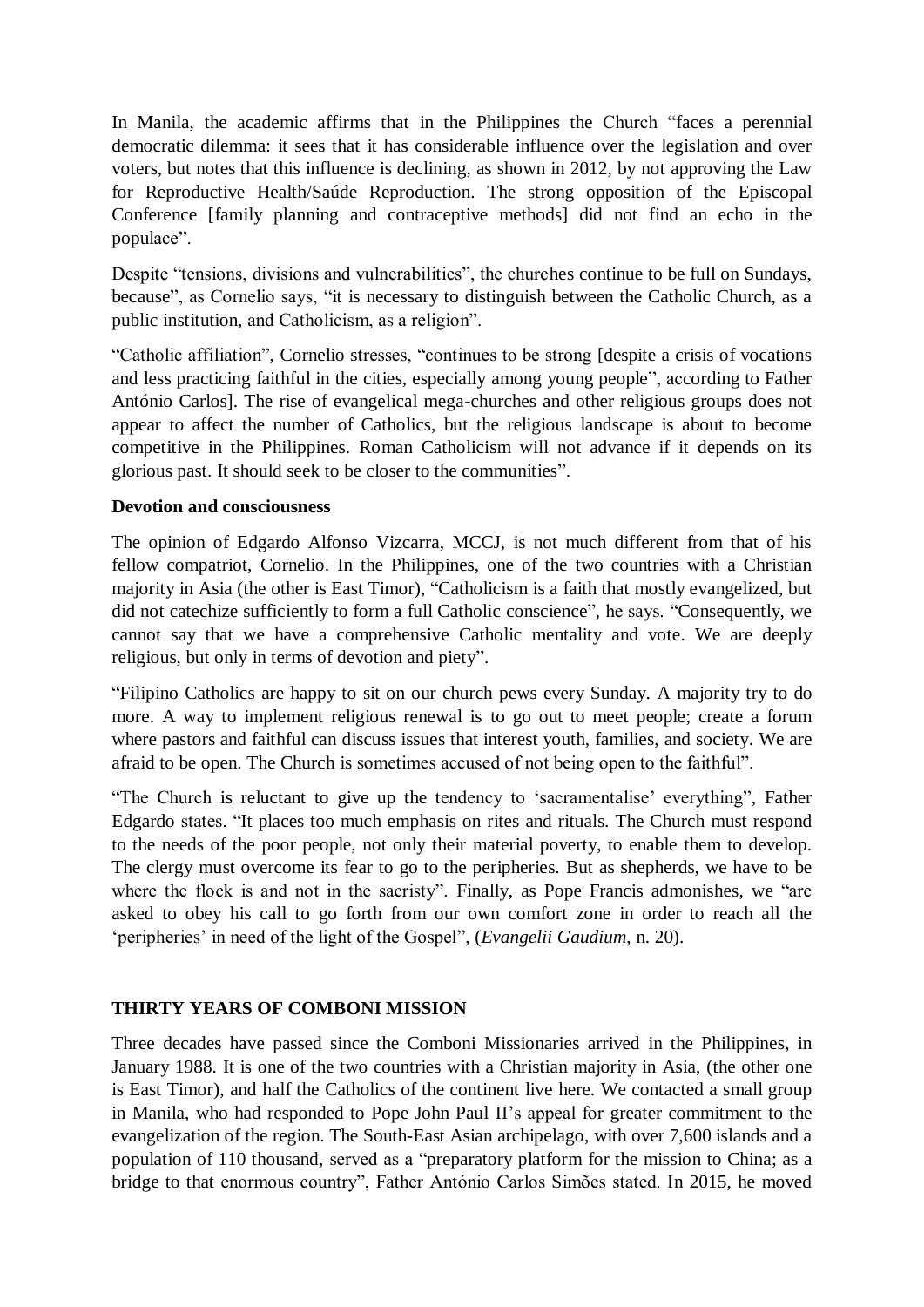In Manila, the academic affirms that in the Philippines the Church "faces a perennial democratic dilemma: it sees that it has considerable influence over the legislation and over voters, but notes that this influence is declining, as shown in 2012, by not approving the Law for Reproductive Health/Saúde Reproduction. The strong opposition of the Episcopal Conference [family planning and contraceptive methods] did not find an echo in the populace".

Despite "tensions, divisions and vulnerabilities", the churches continue to be full on Sundays, because", as Cornelio says, "it is necessary to distinguish between the Catholic Church, as a public institution, and Catholicism, as a religion".

"Catholic affiliation", Cornelio stresses, "continues to be strong [despite a crisis of vocations and less practicing faithful in the cities, especially among young people", according to Father António Carlos]. The rise of evangelical mega-churches and other religious groups does not appear to affect the number of Catholics, but the religious landscape is about to become competitive in the Philippines. Roman Catholicism will not advance if it depends on its glorious past. It should seek to be closer to the communities".

**Devotion and consciousness**

The opinion of Edgardo Alfonso Vizcarra, MCCJ, is not much different from that of his fellow compatriot, Cornelio. In the Philippines, one of the two countries with a Christian majority in Asia (the other is East Timor), "Catholicism is a faith that mostly evangelized, but did not catechize sufficiently to form a full Catholic conscience", he says. "Consequently, we cannot say that we have a comprehensive Catholic mentality and vote. We are deeply religious, but only in terms of devotion and piety".

"Filipino Catholics are happy to sit on our church pews every Sunday. A majority try to do more. A way to implement religious renewal is to go out to meet people; create a forum where pastors and faithful can discuss issues that interest youth, families, and society. We are afraid to be open. The Church is sometimes accused of not being open to the faithful".

"The Church is reluctant to give up the tendency to 'sacramentalise' everything", Father Edgardo states. "It places too much emphasis on rites and rituals. The Church must respond to the needs of the poor people, not only their material poverty, to enable them to develop. The clergy must overcome its fear to go to the peripheries. But as shepherds, we have to be where the flock is and not in the sacristy". Finally, as Pope Francis admonishes, we "are asked to obey his call to go forth from our own comfort zone in order to reach all the 'peripheries' in need of the light of the Gospel", (*Evangelii Gaudium*, n. 20).

**THIRTY YEARS OF COMBONI MISSION**

Three decades have passed since the Comboni Missionaries arrived in the Philippines, in January 1988. It is one of the two countries with a Christian majority in Asia, (the other one is East Timor), and half the Catholics of the continent live here. We contacted a small group in Manila, who had responded to Pope John Paul II's appeal for greater commitment to the evangelization of the region. The South-East Asian archipelago, with over 7,600 islands and a population of 110 thousand, served as a "preparatory platform for the mission to China; as a bridge to that enormous country", Father António Carlos Simões stated. In 2015, he moved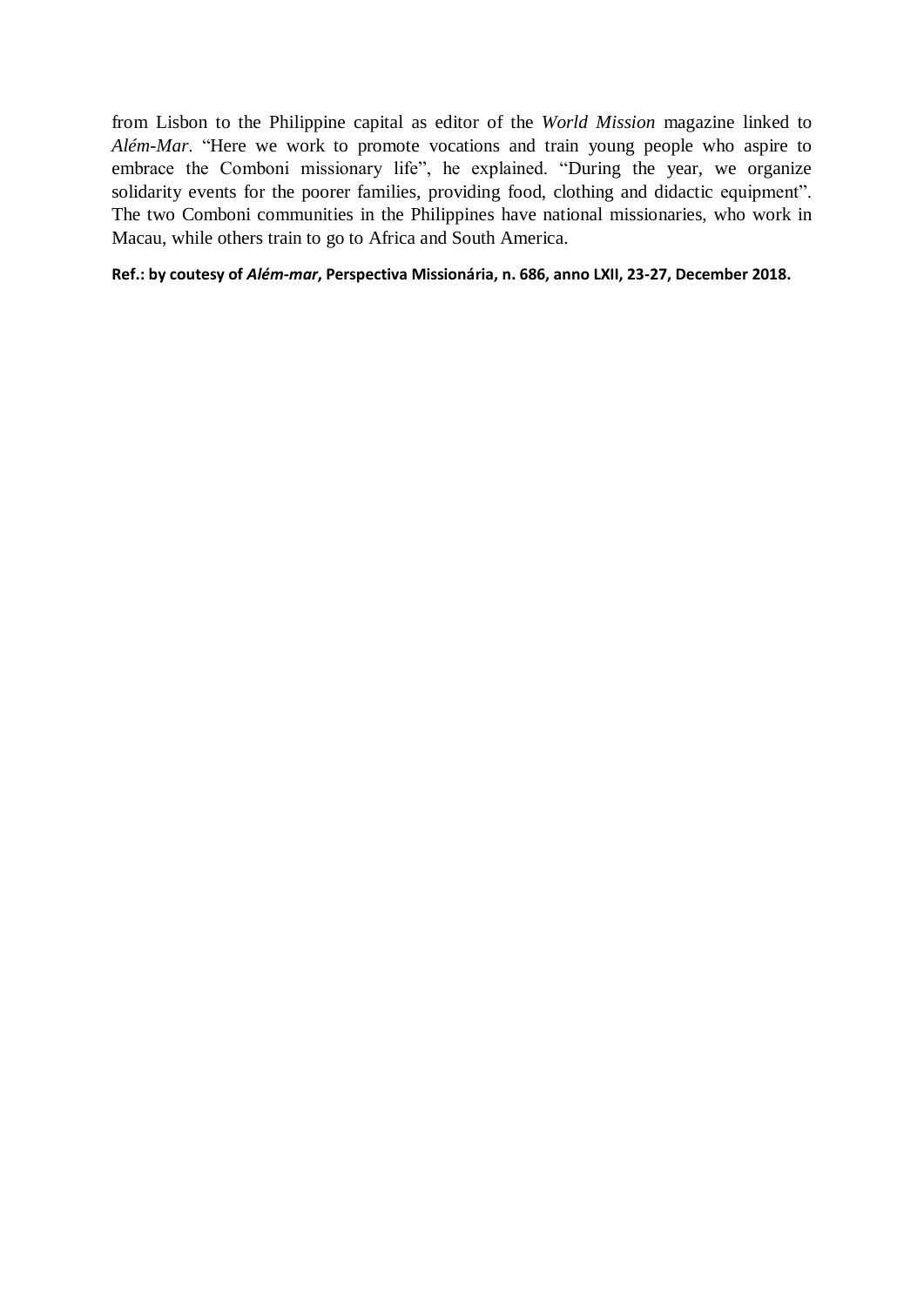from Lisbon to the Philippine capital as editor of the *World Mission* magazine linked to *Além-Mar*. "Here we work to promote vocations and train young people who aspire to embrace the Comboni missionary life", he explained. "During the year, we organize solidarity events for the poorer families, providing food, clothing and didactic equipment". The two Comboni communities in the Philippines have national missionaries, who work in Macau, while others train to go to Africa and South America.

**Ref.: by coutesy of *Além-mar*, Perspectiva Missionária, n. 686, anno LXII, 23-27, December 2018.**